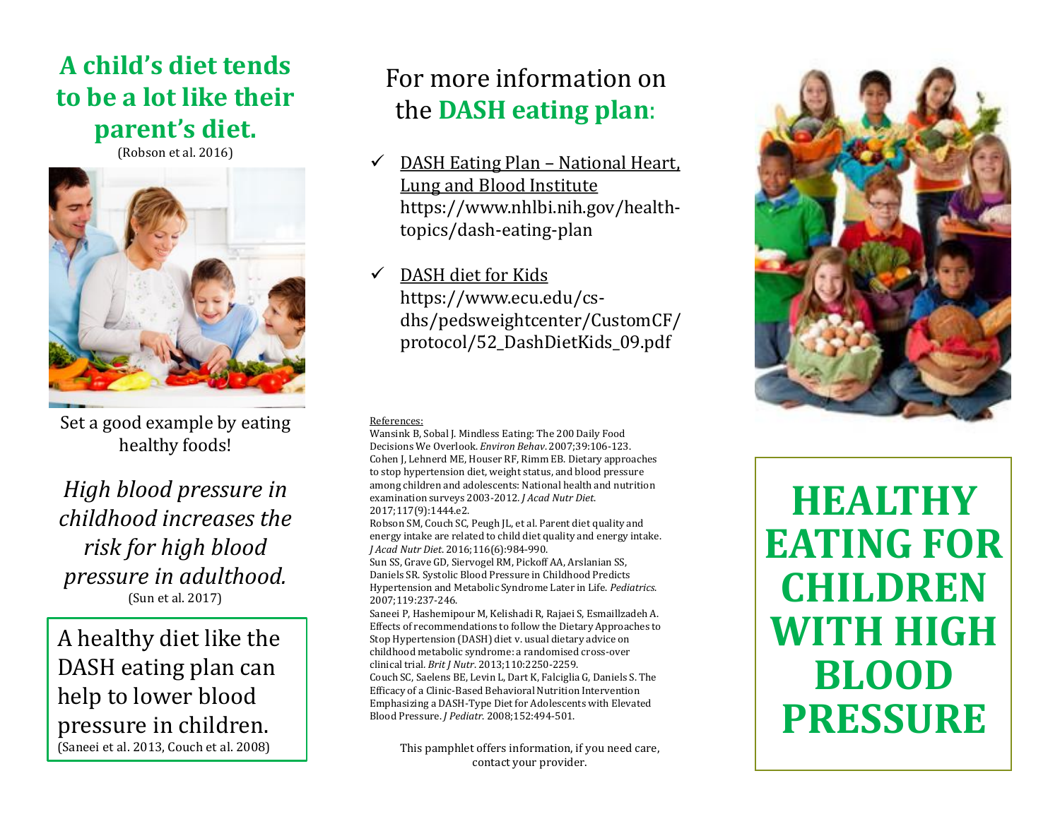# A child's diet tends to be a lot like their parent's diet.

(Robson et al. 2016)

Set a good example by eating healthy foods!

*High blood pressure in childhood increases the risk for high blood pressure in adulthood.*

(Sun et al. 2017)

A healthy diet like the DASH eating plan can help to lower blood pressure in children.

(Saneei et al. 2013, Couch et al. 2008)

## For more information on the **DASH eating plan**:

- ✓ DASH Eating Plan – National Heart, Lung and Blood Institute
  https://www.nhlbi.nih.gov/health-topics/dash-eating-plan
- ✓ DASH diet for Kids
  https://www.ecu.edu/cs-dhs/pedsweightcenter/CustomCF/protocol/52_DashDietKids_09.pdf

References:

Wansink B, Sobal J. Mindless Eating: The 200 Daily Food Decisions We Overlook. *Environ Behav*. 2007;39:106-123.

Cohen J, Lehnerd ME, Houser RF, Rimm EB. Dietary approaches to stop hypertension diet, weight status, and blood pressure among children and adolescents: National health and nutrition examination surveys 2003-2012. *J Acad Nutr Diet*. 2017;117(9):1444.e2.

Robson SM, Couch SC, Peugh JL, et al. Parent diet quality and energy intake are related to child diet quality and energy intake. *J Acad Nutr Diet*. 2016;116(6):984-990.

Sun SS, Grave GD, Siervogel RM, Pickoff AA, Arslanian SS, Daniels SR. Systolic Blood Pressure in Childhood Predicts Hypertension and Metabolic Syndrome Later in Life. *Pediatrics*. 2007;119:237-246.

Saneei P, Hashemipour M, Kelishadi R, Rajaei S, Esmaillzadeh A. Effects of recommendations to follow the Dietary Approaches to Stop Hypertension (DASH) diet v. usual dietary advice on childhood metabolic syndrome: a randomised cross-over clinical trial. *Brit J Nutr*. 2013;110:2250-2259.

Couch SC, Saelens BE, Levin L, Dart K, Falciglia G, Daniels S. The Efficacy of a Clinic-Based Behavioral Nutrition Intervention Emphasizing a DASH-Type Diet for Adolescents with Elevated Blood Pressure. *J Pediatr*. 2008;152:494-501.

This pamphlet offers information, if you need care, contact your provider.

# HEALTHY EATING FOR CHILDREN WITH HIGH BLOOD PRESSURE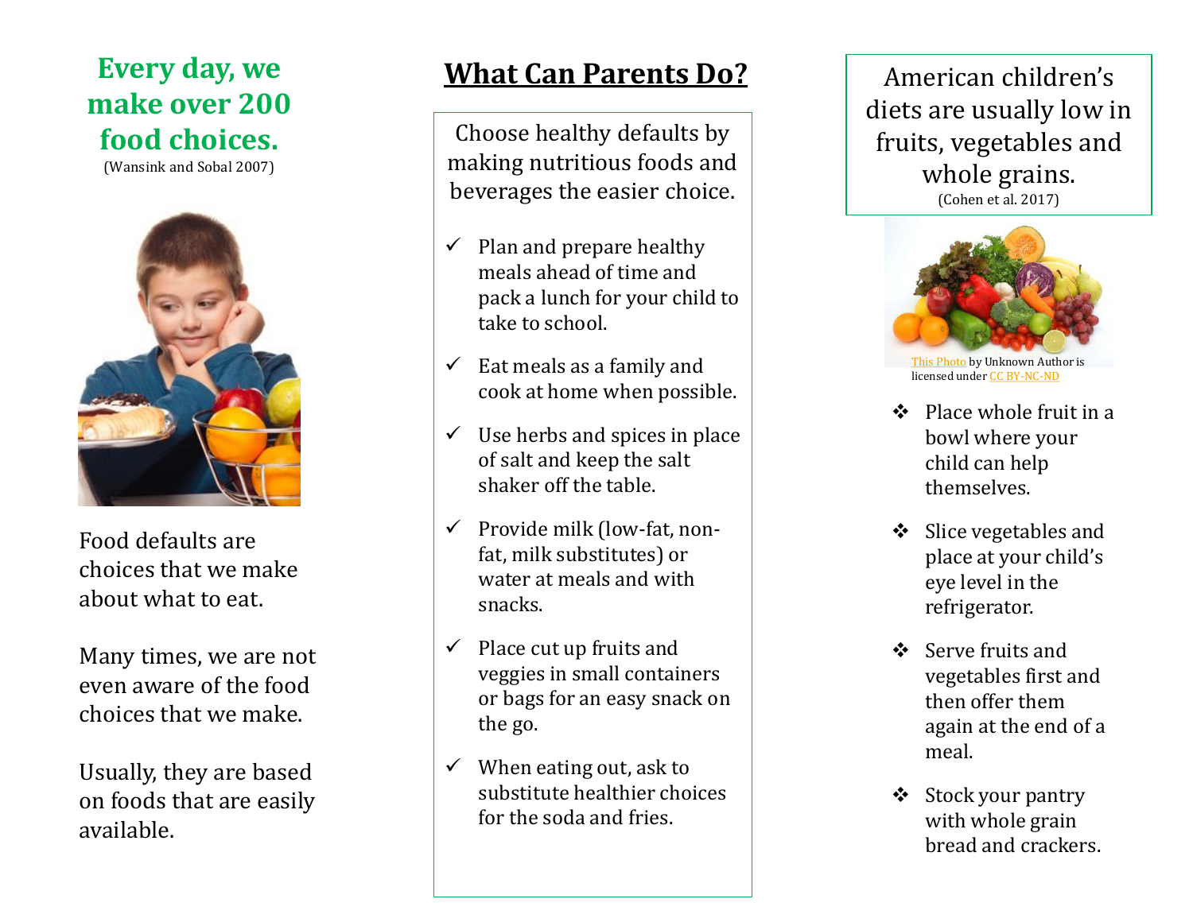**Every day, we make over 200 food choices.**

(Wansink and Sobal 2007)

Food defaults are choices that we make about what to eat.

Many times, we are not even aware of the food choices that we make.

Usually, they are based on foods that are easily available.

## What Can Parents Do?

Choose healthy defaults by making nutritious foods and beverages the easier choice.

- ✓ Plan and prepare healthy meals ahead of time and pack a lunch for your child to take to school.
- ✓ Eat meals as a family and cook at home when possible.
- ✓ Use herbs and spices in place of salt and keep the salt shaker off the table.
- ✓ Provide milk (low-fat, non-fat, milk substitutes) or water at meals and with snacks.
- ✓ Place cut up fruits and veggies in small containers or bags for an easy snack on the go.
- ✓ When eating out, ask to substitute healthier choices for the soda and fries.

American children's diets are usually low in fruits, vegetables and whole grains.

(Cohen et al. 2017)

This Photo by Unknown Author is licensed under CC BY-NC-ND

- ❖ Place whole fruit in a bowl where your child can help themselves.
- ❖ Slice vegetables and place at your child's eye level in the refrigerator.
- ❖ Serve fruits and vegetables first and then offer them again at the end of a meal.
- ❖ Stock your pantry with whole grain bread and crackers.